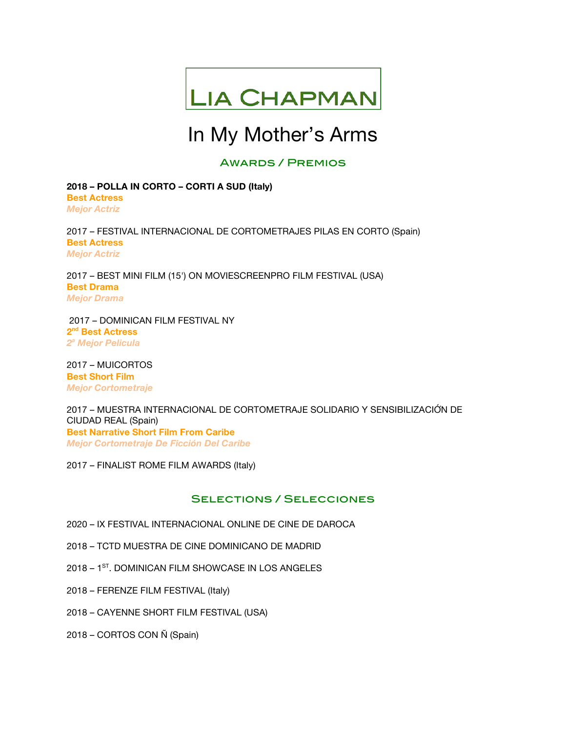# LIA CHAPMAN

# In My Mother's Arms

## AWARDS / PREMIOS

**2018 – POLLA IN CORTO – CORTI A SUD (Italy)**
**Best Actress**
***Mejor Actriz***

2017 – FESTIVAL INTERNACIONAL DE CORTOMETRAJES PILAS EN CORTO (Spain)
**Best Actress**
***Mejor Actriz***

2017 – BEST MINI FILM (15') ON MOVIESCREENPRO FILM FESTIVAL (USA)
**Best Drama**
***Mejor Drama***

2017 – DOMINICAN FILM FESTIVAL NY
**2nd Best Actress**
***2a Mejor Pelicula***

2017 – MUICORTOS
**Best Short Film**
***Mejor Cortometraje***

2017 – MUESTRA INTERNACIONAL DE CORTOMETRAJE SOLIDARIO Y SENSIBILIZACIÓN DE CIUDAD REAL (Spain)
**Best Narrative Short Film From Caribe**
***Mejor Cortometraje De Ficción Del Caribe***

2017 – FINALIST ROME FILM AWARDS (Italy)

## SELECTIONS / SELECCIONES

2020 – IX FESTIVAL INTERNACIONAL ONLINE DE CINE DE DAROCA

2018 – TCTD MUESTRA DE CINE DOMINICANO DE MADRID

2018 – 1ST. DOMINICAN FILM SHOWCASE IN LOS ANGELES

2018 – FERENZE FILM FESTIVAL (Italy)

2018 – CAYENNE SHORT FILM FESTIVAL (USA)

2018 – CORTOS CON Ñ (Spain)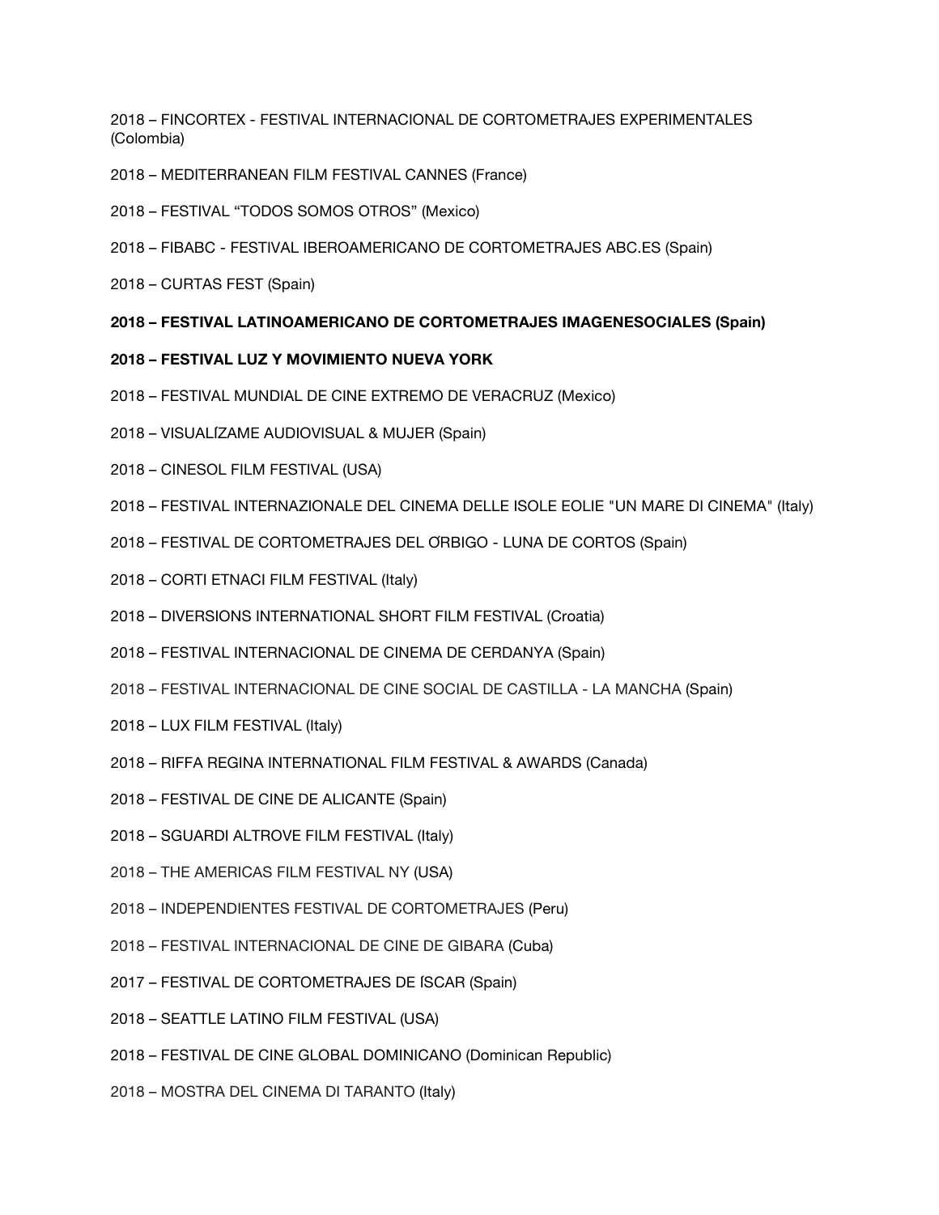2018 – FINCORTEX - FESTIVAL INTERNACIONAL DE CORTOMETRAJES EXPERIMENTALES (Colombia)

2018 – MEDITERRANEAN FILM FESTIVAL CANNES (France)

2018 – FESTIVAL “TODOS SOMOS OTROS” (Mexico)

2018 – FIBABC - FESTIVAL IBEROAMERICANO DE CORTOMETRAJES ABC.ES (Spain)

2018 – CURTAS FEST (Spain)

**2018 – FESTIVAL LATINOAMERICANO DE CORTOMETRAJES IMAGENESOCIALES (Spain)**

**2018 – FESTIVAL LUZ Y MOVIMIENTO NUEVA YORK**

2018 – FESTIVAL MUNDIAL DE CINE EXTREMO DE VERACRUZ (Mexico)

2018 – VISUALÍZAME AUDIOVISUAL & MUJER (Spain)

2018 – CINESOL FILM FESTIVAL (USA)

2018 – FESTIVAL INTERNAZIONALE DEL CINEMA DELLE ISOLE EOLIE "UN MARE DI CINEMA" (Italy)

2018 – FESTIVAL DE CORTOMETRAJES DEL ÓRBIGO - LUNA DE CORTOS (Spain)

2018 – CORTI ETNACI FILM FESTIVAL (Italy)

2018 – DIVERSIONS INTERNATIONAL SHORT FILM FESTIVAL (Croatia)

2018 – FESTIVAL INTERNACIONAL DE CINEMA DE CERDANYA (Spain)

2018 – FESTIVAL INTERNACIONAL DE CINE SOCIAL DE CASTILLA - LA MANCHA (Spain)

2018 – LUX FILM FESTIVAL (Italy)

2018 – RIFFA REGINA INTERNATIONAL FILM FESTIVAL & AWARDS (Canada)

2018 – FESTIVAL DE CINE DE ALICANTE (Spain)

2018 – SGUARDI ALTROVE FILM FESTIVAL (Italy)

2018 – THE AMERICAS FILM FESTIVAL NY (USA)

2018 – INDEPENDIENTES FESTIVAL DE CORTOMETRAJES (Peru)

2018 – FESTIVAL INTERNACIONAL DE CINE DE GIBARA (Cuba)

2017 – FESTIVAL DE CORTOMETRAJES DE ÍSCAR (Spain)

2018 – SEATTLE LATINO FILM FESTIVAL (USA)

2018 – FESTIVAL DE CINE GLOBAL DOMINICANO (Dominican Republic)

2018 – MOSTRA DEL CINEMA DI TARANTO (Italy)